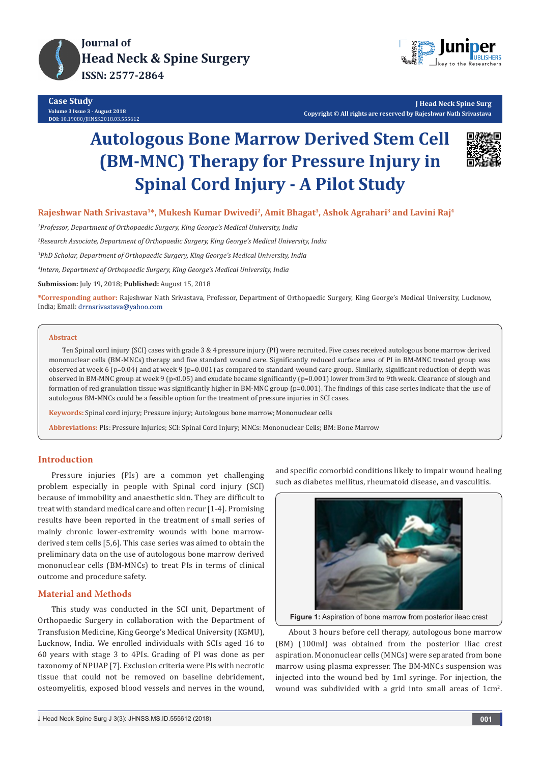Case Study

# Autologous Bone Marrow Derived Stem Cell (BM-MNC) Therapy for Pressure Injury in Spinal Cord Injury - A Pilot Study

**Rajeshwar Nath Srivastava[1]*, Mukesh Kumar Dwivedi[2], Amit Bhagat[3], Ashok Agrahari[3] and Lavini Raj[4]**

[1]*Professor, Department of Orthopaedic Surgery, King George's Medical University, India*

[2]*Research Associate, Department of Orthopaedic Surgery, King George's Medical University, India*

[3]*PhD Scholar, Department of Orthopaedic Surgery, King George's Medical University, India*

[4]*Intern, Department of Orthopaedic Surgery, King George's Medical University, India*

**Submission:** July 19, 2018; **Published:** August 15, 2018

**\*Corresponding author:** Rajeshwar Nath Srivastava, Professor, Department of Orthopaedic Surgery, King George's Medical University, Lucknow, India; Email: drrnsrivastava@yahoo.com

## Abstract

Ten Spinal cord injury (SCI) cases with grade 3 & 4 pressure injury (PI) were recruited. Five cases received autologous bone marrow derived mononuclear cells (BM-MNCs) therapy and five standard wound care. Significantly reduced surface area of PI in BM-MNC treated group was observed at week 6 ($p=0.04$) and at week 9 ($p=0.001$) as compared to standard wound care group. Similarly, significant reduction of depth was observed in BM-MNC group at week 9 ($p<0.05$) and exudate became significantly ($p=0.001$) lower from 3rd to 9th week. Clearance of slough and formation of red granulation tissue was significantly higher in BM-MNC group ($p=0.001$). The findings of this case series indicate that the use of autologous BM-MNCs could be a feasible option for the treatment of pressure injuries in SCI cases.

**Keywords:** Spinal cord injury; Pressure injury; Autologous bone marrow; Mononuclear cells

**Abbreviations:** PIs: Pressure Injuries; SCI: Spinal Cord Injury; MNCs: Mononuclear Cells; BM: Bone Marrow

## Introduction

Pressure injuries (PIs) are a common yet challenging problem especially in people with Spinal cord injury (SCI) because of immobility and anaesthetic skin. They are difficult to treat with standard medical care and often recur [1-4]. Promising results have been reported in the treatment of small series of mainly chronic lower-extremity wounds with bone marrow-derived stem cells [5,6]. This case series was aimed to obtain the preliminary data on the use of autologous bone marrow derived mononuclear cells (BM-MNCs) to treat PIs in terms of clinical outcome and procedure safety.

## Material and Methods

This study was conducted in the SCI unit, Department of Orthopaedic Surgery in collaboration with the Department of Transfusion Medicine, King George's Medical University (KGMU), Lucknow, India. We enrolled individuals with SCIs aged 16 to 60 years with stage 3 to 4PIs. Grading of PI was done as per taxonomy of NPUAP [7]. Exclusion criteria were PIs with necrotic tissue that could not be removed on baseline debridement, osteomyelitis, exposed blood vessels and nerves in the wound, and specific comorbid conditions likely to impair wound healing such as diabetes mellitus, rheumatoid disease, and vasculitis.

**Figure 1:** Aspiration of bone marrow from posterior ileac crest

About 3 hours before cell therapy, autologous bone marrow (BM) (100ml) was obtained from the posterior iliac crest aspiration. Mononuclear cells (MNCs) were separated from bone marrow using plasma expresser. The BM-MNCs suspension was injected into the wound bed by 1ml syringe. For injection, the wound was subdivided with a grid into small areas of 1cm$^2$.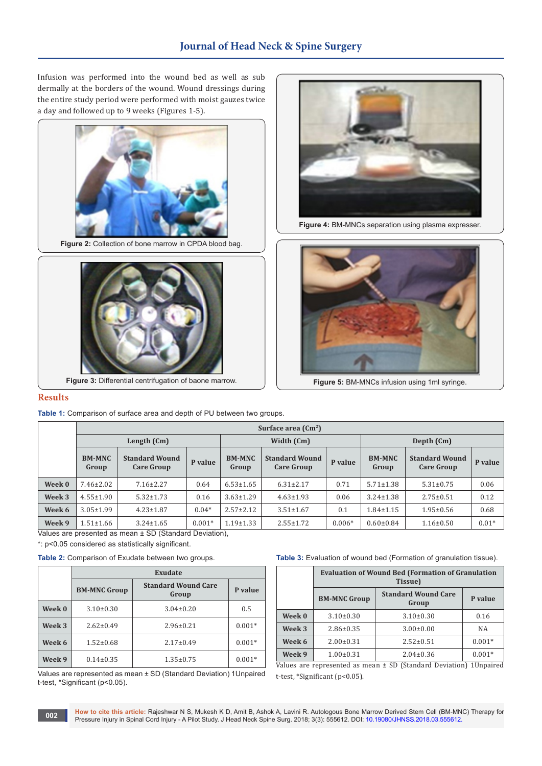Infusion was performed into the wound bed as well as sub dermally at the borders of the wound. Wound dressings during the entire study period were performed with moist gauzes twice a day and followed up to 9 weeks (Figures 1-5).

**Figure 2:** Collection of bone marrow in CPDA blood bag.

**Figure 3:** Differential centrifugation of baone marrow.

**Figure 4:** BM-MNCs separation using plasma expresser.

**Figure 5:** BM-MNCs infusion using 1ml syringe.

## Results

**Table 1:** Comparison of surface area and depth of PU between two groups.

| | Surface area (Cm²) | | | | | | | | |
|---|---|---|---|---|---|---|---|---|---|
| | Length (Cm) | | | Width (Cm) | | | Depth (Cm) | | |
| | BM-MNC Group | Standard Wound Care Group | P value | BM-MNC Group | Standard Wound Care Group | P value | BM-MNC Group | Standard Wound Care Group | P value |
| Week 0 | 7.46±2.02 | 7.16±2.27 | 0.64 | 6.53±1.65 | 6.31±2.17 | 0.71 | 5.71±1.38 | 5.31±0.75 | 0.06 |
| Week 3 | 4.55±1.90 | 5.32±1.73 | 0.16 | 3.63±1.29 | 4.63±1.93 | 0.06 | 3.24±1.38 | 2.75±0.51 | 0.12 |
| Week 6 | 3.05±1.99 | 4.23±1.87 | 0.04* | 2.57±2.12 | 3.51±1.67 | 0.1 | 1.84±1.15 | 1.95±0.56 | 0.68 |
| Week 9 | 1.51±1.66 | 3.24±1.65 | 0.001* | 1.19±1.33 | 2.55±1.72 | 0.006* | 0.60±0.84 | 1.16±0.50 | 0.01* |

Values are presented as mean ± SD (Standard Deviation),

*: p<0.05 considered as statistically significant.

**Table 2:** Comparison of Exudate between two groups.

| | Exudate | | |
|---|---|---|---|
| | BM-MNC Group | Standard Wound Care Group | P value |
| Week 0 | 3.10±0.30 | 3.04±0.20 | 0.5 |
| Week 3 | 2.62±0.49 | 2.96±0.21 | 0.001* |
| Week 6 | 1.52±0.68 | 2.17±0.49 | 0.001* |
| Week 9 | 0.14±0.35 | 1.35±0.75 | 0.001* |

Values are represented as mean ± SD (Standard Deviation) 1Unpaired t-test, *Significant (p<0.05).

**Table 3:** Evaluation of wound bed (Formation of granulation tissue).

| | Evaluation of Wound Bed (Formation of Granulation Tissue) | | |
|---|---|---|---|
| | BM-MNC Group | Standard Wound Care Group | P value |
| Week 0 | 3.10±0.30 | 3.10±0.30 | 0.16 |
| Week 3 | 2.86±0.35 | 3.00±0.00 | NA |
| Week 6 | 2.00±0.31 | 2.52±0.51 | 0.001* |
| Week 9 | 1.00±0.31 | 2.04±0.36 | 0.001* |

Values are represented as mean ± SD (Standard Deviation) 1Unpaired t-test, *Significant (p<0.05).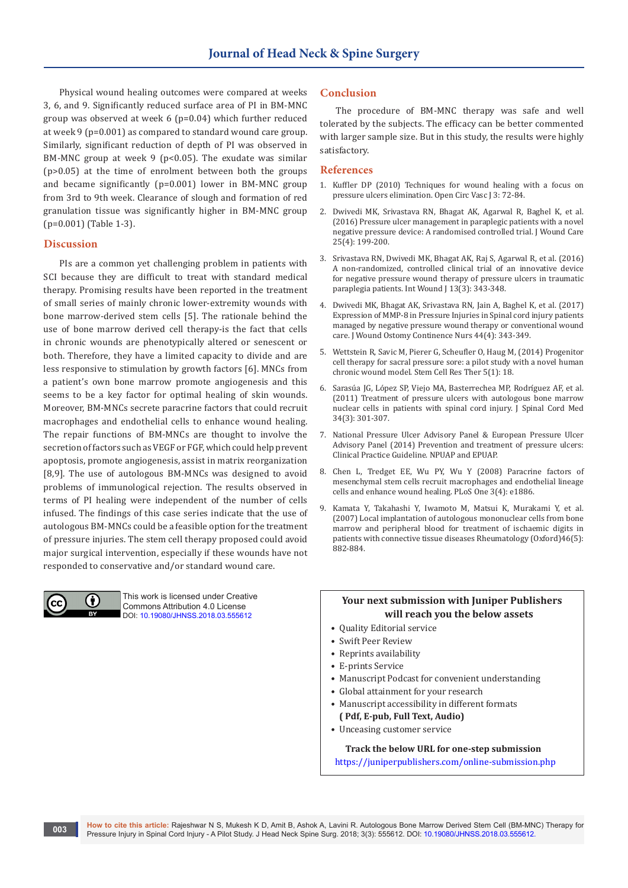Physical wound healing outcomes were compared at weeks 3, 6, and 9. Significantly reduced surface area of PI in BM-MNC group was observed at week 6 ($p=0.04$) which further reduced at week 9 ($p=0.001$) as compared to standard wound care group. Similarly, significant reduction of depth of PI was observed in BM-MNC group at week 9 ($p<0.05$). The exudate was similar ($p>0.05$) at the time of enrolment between both the groups and became significantly ($p=0.001$) lower in BM-MNC group from 3rd to 9th week. Clearance of slough and formation of red granulation tissue was significantly higher in BM-MNC group ($p=0.001$) (Table 1-3).

## Discussion

PIs are a common yet challenging problem in patients with SCI because they are difficult to treat with standard medical therapy. Promising results have been reported in the treatment of small series of mainly chronic lower-extremity wounds with bone marrow-derived stem cells [5]. The rationale behind the use of bone marrow derived cell therapy-is the fact that cells in chronic wounds are phenotypically altered or senescent or both. Therefore, they have a limited capacity to divide and are less responsive to stimulation by growth factors [6]. MNCs from a patient's own bone marrow promote angiogenesis and this seems to be a key factor for optimal healing of skin wounds. Moreover, BM-MNCs secrete paracrine factors that could recruit macrophages and endothelial cells to enhance wound healing. The repair functions of BM-MNCs are thought to involve the secretion of factors such as VEGF or FGF, which could help prevent apoptosis, promote angiogenesis, assist in matrix reorganization [8,9]. The use of autologous BM-MNCs was designed to avoid problems of immunological rejection. The results observed in terms of PI healing were independent of the number of cells infused. The findings of this case series indicate that the use of autologous BM-MNCs could be a feasible option for the treatment of pressure injuries. The stem cell therapy proposed could avoid major surgical intervention, especially if these wounds have not responded to conservative and/or standard wound care.

## Conclusion

The procedure of BM-MNC therapy was safe and well tolerated by the subjects. The efficacy can be better commented with larger sample size. But in this study, the results were highly satisfactory.

## References

1. Kuffler DP (2010) Techniques for wound healing with a focus on pressure ulcers elimination. Open Circ Vasc J 3: 72-84.
2. Dwivedi MK, Srivastava RN, Bhagat AK, Agarwal R, Baghel K, et al. (2016) Pressure ulcer management in paraplegic patients with a novel negative pressure device: A randomised controlled trial. J Wound Care 25(4): 199-200.
3. Srivastava RN, Dwivedi MK, Bhagat AK, Raj S, Agarwal R, et al. (2016) A non-randomized, controlled clinical trial of an innovative device for negative pressure wound therapy of pressure ulcers in traumatic paraplegia patients. Int Wound J 13(3): 343-348.
4. Dwivedi MK, Bhagat AK, Srivastava RN, Jain A, Baghel K, et al. (2017) Expression of MMP-8 in Pressure Injuries in Spinal cord injury patients managed by negative pressure wound therapy or conventional wound care. J Wound Ostomy Continence Nurs 44(4): 343-349.
5. Wettstein R, Savic M, Pierer G, Scheufler O, Haug M, (2014) Progenitor cell therapy for sacral pressure sore: a pilot study with a novel human chronic wound model. Stem Cell Res Ther 5(1): 18.
6. Sarasúa JG, López SP, Viejo MA, Basterrechea MP, Rodríguez AF, et al. (2011) Treatment of pressure ulcers with autologous bone marrow nuclear cells in patients with spinal cord injury. J Spinal Cord Med 34(3): 301-307.
7. National Pressure Ulcer Advisory Panel & European Pressure Ulcer Advisory Panel (2014) Prevention and treatment of pressure ulcers: Clinical Practice Guideline. NPUAP and EPUAP.
8. Chen L, Tredget EE, Wu PY, Wu Y (2008) Paracrine factors of mesenchymal stem cells recruit macrophages and endothelial lineage cells and enhance wound healing. PLoS One 3(4): e1886.
9. Kamata Y, Takahashi Y, Iwamoto M, Matsui K, Murakami Y, et al. (2007) Local implantation of autologous mononuclear cells from bone marrow and peripheral blood for treatment of ischaemic digits in patients with connective tissue diseases Rheumatology (Oxford)46(5): 882-884.

This work is licensed under Creative Commons Attribution 4.0 License
DOI: 10.19080/JHNSS.2018.03.555612

**Your next submission with Juniper Publishers will reach you the below assets**

- Quality Editorial service
- Swift Peer Review
- Reprints availability
- E-prints Service
- Manuscript Podcast for convenient understanding
- Global attainment for your research
- Manuscript accessibility in different formats **( Pdf, E-pub, Full Text, Audio)**
- Unceasing customer service

**Track the below URL for one-step submission**
https://juniperpublishers.com/online-submission.php

**How to cite this article:** Rajeshwar N S, Mukesh K D, Amit B, Ashok A, Lavini R. Autologous Bone Marrow Derived Stem Cell (BM-MNC) Therapy for Pressure Injury in Spinal Cord Injury - A Pilot Study. J Head Neck Spine Surg. 2018; 3(3): 555612. DOI: 10.19080/JHNSS.2018.03.555612.